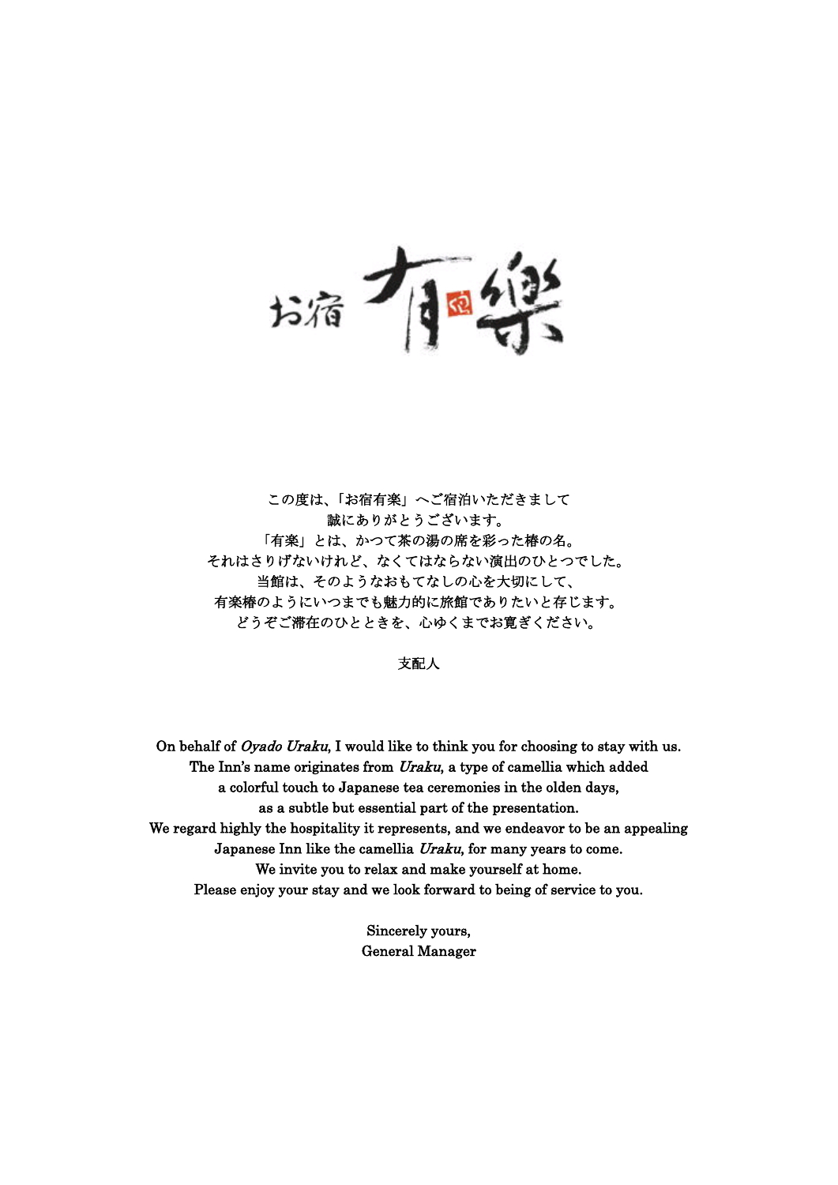# お宿 有樂

この度は、「お宿有楽」へご宿泊いただきまして
誠にありがとうございます。
「有楽」とは、かつて茶の湯の席を彩った椿の名。
それはさりげないけれど、なくてはならない演出のひとつでした。
当館は、そのようなおもてなしの心を大切にして、
有楽椿のようにいつまでも魅力的に旅館でありたいと存じます。
どうぞご滞在のひとときを、心ゆくまでお寛ぎください。

支配人

On behalf of *Oyado Uraku*, I would like to think you for choosing to stay with us.
The Inn's name originates from *Uraku*, a type of camellia which added
a colorful touch to Japanese tea ceremonies in the olden days,
as a subtle but essential part of the presentation.
We regard highly the hospitality it represents, and we endeavor to be an appealing
Japanese Inn like the camellia *Uraku*, for many years to come.
We invite you to relax and make yourself at home.
Please enjoy your stay and we look forward to being of service to you.

Sincerely yours,
General Manager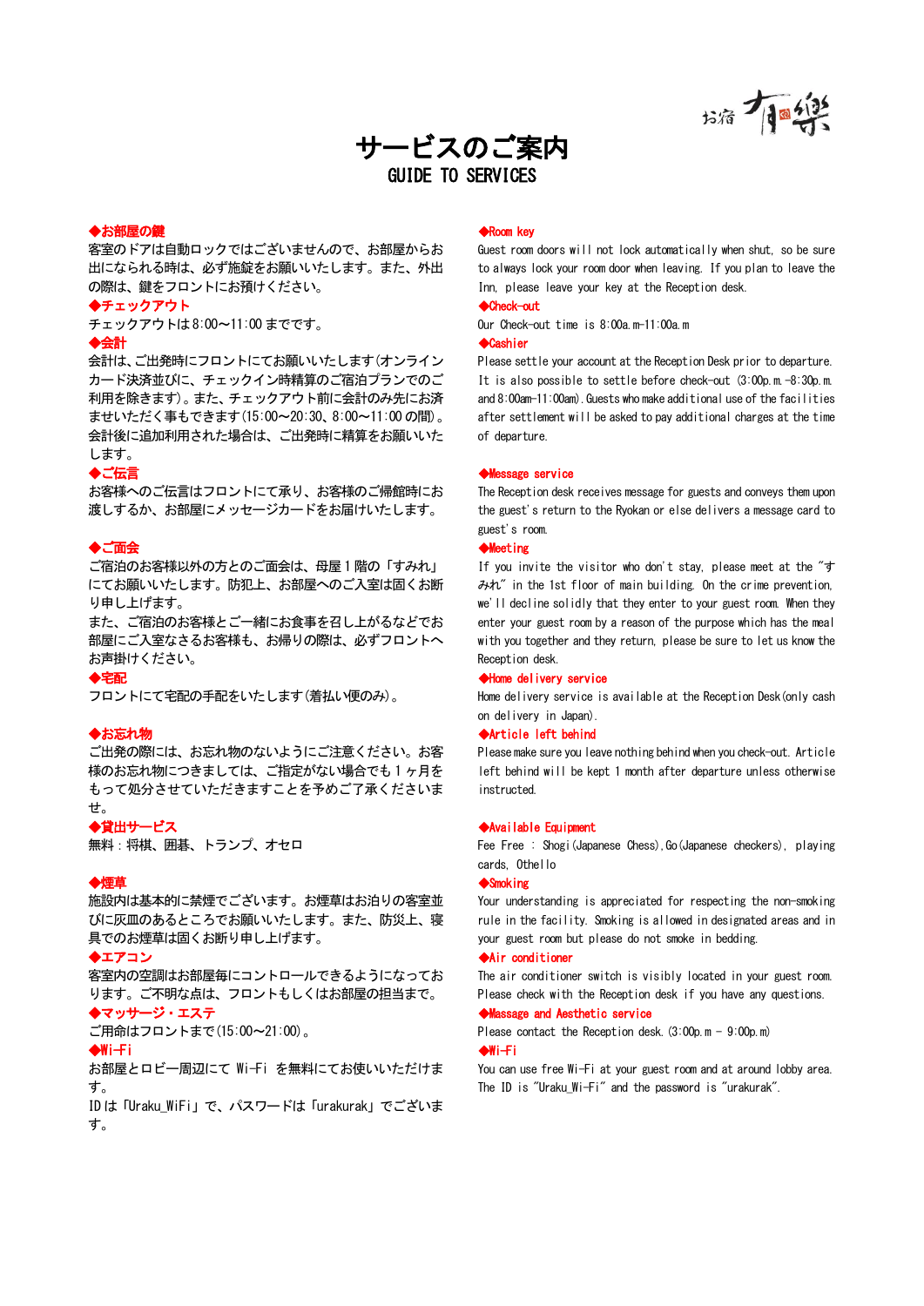お宿 有樂

# サービスのご案内
## GUIDE TO SERVICES

**◆お部屋の鍵**
客室のドアは自動ロックではございませんので、お部屋からお出になられる時は、必ず施錠をお願いいたします。また、外出の際は、鍵をフロントにお預けください。

**◆チェックアウト**
チェックアウトは8:00～11:00までです。

**◆会計**
会計は、ご出発時にフロントにてお願いいたします(オンラインカード決済並びに、チェックイン時精算のご宿泊プランでのご利用を除きます)。また、チェックアウト前に会計のみ先にお済ませいただく事もできます(15:00～20:30、8:00～11:00の間)。会計後に追加利用された場合は、ご出発時に精算をお願いいたします。

**◆ご伝言**
お客様へのご伝言はフロントにて承り、お客様のご帰館時にお渡しするか、お部屋にメッセージカードをお届けいたします。

**◆ご面会**
ご宿泊のお客様以外の方とのご面会は、母屋1階の「すみれ」にてお願いいたします。防犯上、お部屋へのご入室は固くお断り申し上げます。
また、ご宿泊のお客様とご一緒にお食事を召し上がるなどでお部屋にご入室なさるお客様も、お帰りの際は、必ずフロントへお声掛けください。

**◆宅配**
フロントにて宅配の手配をいたします(着払い便のみ)。

**◆お忘れ物**
ご出発の際には、お忘れ物のないようにご注意ください。お客様のお忘れ物につきましては、ご指定がない場合でも1ヶ月をもって処分させていただきますことを予めご了承くださいませ。

**◆貸出サービス**
無料：将棋、囲碁、トランプ、オセロ

**◆煙草**
施設内は基本的に禁煙でございます。お煙草はお泊りの客室並びに灰皿のあるところでお願いいたします。また、防災上、寝具でのお煙草は固くお断り申し上げます。

**◆エアコン**
客室内の空調はお部屋毎にコントロールできるようになっております。ご不明な点は、フロントもしくはお部屋の担当まで。

**◆マッサージ・エステ**
ご用命はフロントまで(15:00～21:00)。

**◆Wi-Fi**
お部屋とロビー周辺にて Wi-Fi を無料にてお使いいただけます。
IDは「Uraku_WiFi」で、パスワードは「urakurak」でございます。

**◆Room key**
Guest room doors will not lock automatically when shut, so be sure to always lock your room door when leaving. If you plan to leave the Inn, please leave your key at the Reception desk.

**◆Check-out**
Our Check-out time is 8:00a.m-11:00a.m

**◆Cashier**
Please settle your account at the Reception Desk prior to departure. It is also possible to settle before check-out (3:00p.m.-8:30p.m and 8:00am-11:00am). Guests who make additional use of the facilities after settlement will be asked to pay additional charges at the time of departure.

**◆Message service**
The Reception desk receives message for guests and conveys them upon the guest's return to the Ryokan or else delivers a message card to guest's room.

**◆Meeting**
If you invite the visitor who don't stay, please meet at the "すみれ" in the 1st floor of main building. On the crime prevention, we'll decline solidly that they enter to your guest room. When they enter your guest room by a reason of the purpose which has the meal with you together and they return, please be sure to let us know the Reception desk.

**◆Home delivery service**
Home delivery service is available at the Reception Desk(only cash on delivery in Japan).

**◆Article left behind**
Please make sure you leave nothing behind when you check-out. Article left behind will be kept 1 month after departure unless otherwise instructed.

**◆Available Equipment**
Fee Free : Shogi(Japanese Chess),Go(Japanese checkers), playing cards, Othello

**◆Smoking**
Your understanding is appreciated for respecting the non-smoking rule in the facility. Smoking is allowed in designated areas and in your guest room but please do not smoke in bedding.

**◆Air conditioner**
The air conditioner switch is visibly located in your guest room. Please check with the Reception desk if you have any questions.

**◆Massage and Aesthetic service**
Please contact the Reception desk. (3:00p.m - 9:00p.m)

**◆Wi-Fi**
You can use free Wi-Fi at your guest room and at around lobby area. The ID is "Uraku_Wi-Fi" and the password is "urakurak".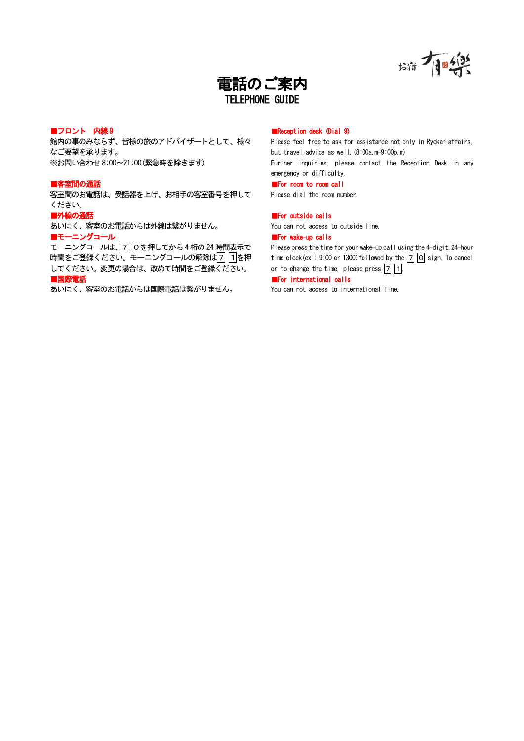お宿 有樂

# 電話のご案内
## TELEPHONE GUIDE

**■フロント　内線９**

館内の事のみならず、皆様の旅のアドバイザートとして、様々なご要望を承ります。
※お問い合わせ 8:00～21:00（緊急時を除きます）

**■客室間の通話**

客室間のお電話は、受話器を上げ、お相手の客室番号を押してください。

**■外線の通話**

あいにく、客室のお電話からは外線は繋がりません。

**■モーニングコール**

モーニングコールは、7 0を押してから 4 桁の 24 時間表示で時間をご登録ください。モーニングコールの解除は7 1を押してください。変更の場合は、改めて時間をご登録ください。

**■国際電話**

あいにく、客室のお電話からは国際電話は繋がりません。

**■Reception desk (Dial 9)**

Please feel free to ask for assistance not only in Ryokan affairs, but travel advice as well.(8:00a.m-9:00p.m)
Further inquiries, please contact the Reception Desk in any emergency or difficulty.

**■For room to room call**

Please dial the room number.

**■For outside calls**

You can not access to outside line.

**■For wake-up calls**

Please press the time for your wake-up call using the 4-digit,24-hour time clock(ex : 9:00 or 1300)followed by the 7 0 sign. To cancel or to change the time, please press 7 1.

**■For international calls**

You can not access to international line.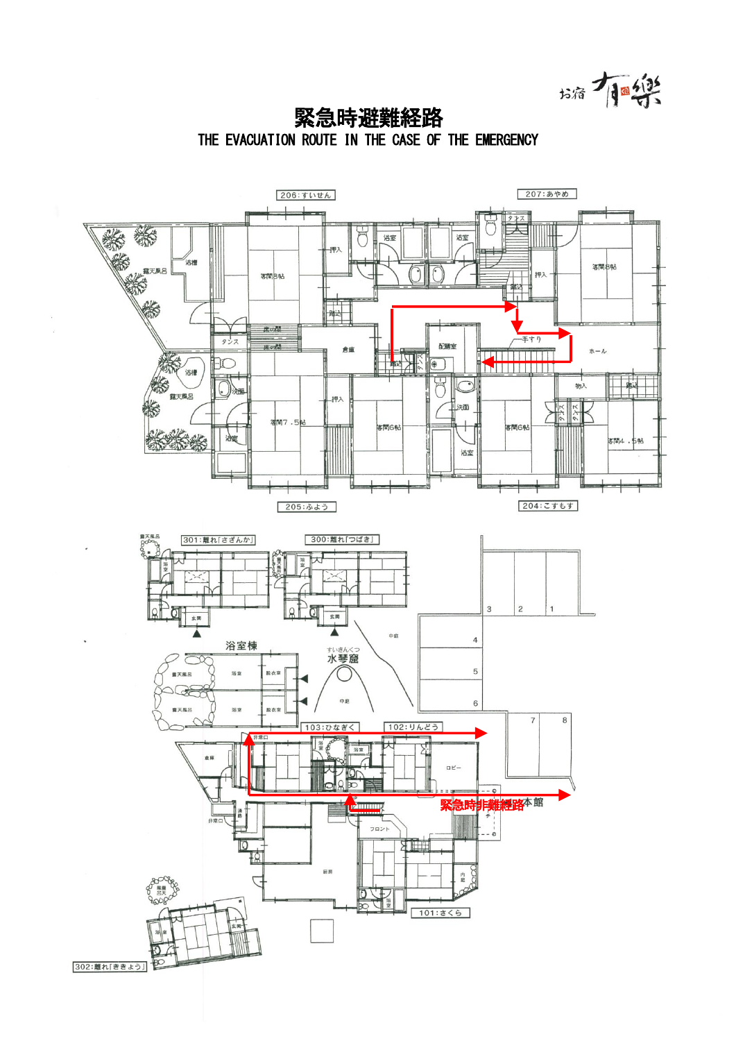お宿 有樂

# 緊急時避難経路

## THE EVACUATION ROUTE IN THE CASE OF THE EMERGENCY

206:すいせん

207:あやめ

露天風呂

浴槽

客間8帖

押入

浴室

浴室

タンス

押入

踏込

客間8帖

床の間

床の間

倉庫

配膳室

手すり

ホール

タンス

浴槽

露天風呂

洗面

浴室

客間7.5帖

押入

踏込

タンス

客間6帖

洗面

浴室

客間6帖

物入

踏込

タンス

タンス

客間4.5帖

205:ふよう

204:こすもす

露天風呂

301:離れ「さざんか」

300:離れ「つばき」

浴室

露天風呂

浴室

玄関

玄関

3

2

1

中庭

4

浴室棟

すいきんくつ
水琴窟

5

露天風呂

浴室

脱衣室

中庭

露天風呂

浴室

脱衣室

6

7

8

103:ひなぎく

102:りんどう

非常口

浴室

浴室

倉庫

ロビー

緊急時非難経路

本館

非常口

湯殿

フロント

厨房

内庭

101:さくら

風呂

浴室

玄関

302:離れ「ききょう」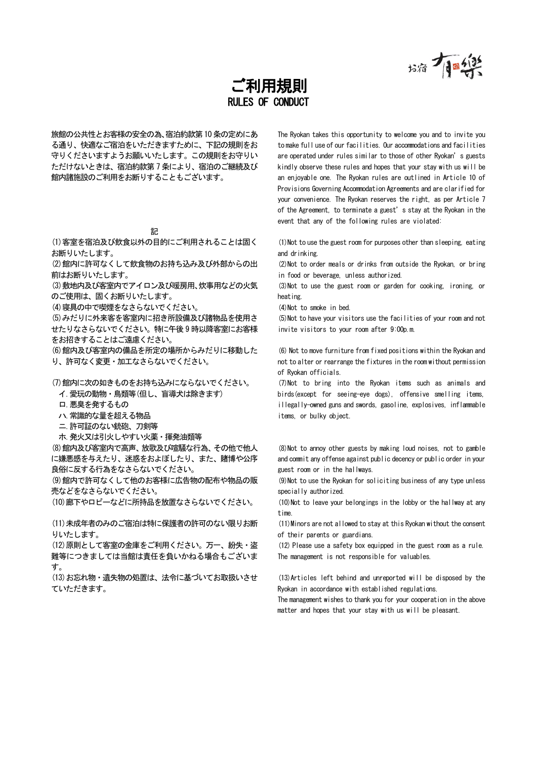お宿 有樂

# ご利用規則
## RULES OF CONDUCT

旅館の公共性とお客様の安全の為、宿泊約款第10条の定めにある通り、快適なご宿泊をいただきますために、下記の規則をお守りくださいますようお願いいたします。この規則をお守りいただけないときは、宿泊約款第7条により、宿泊のご継続及び館内諸施設のご利用をお断りすることもございます。

記

(1)客室を宿泊及び飲食以外の目的にご利用されることは固くお断りいたします。

(2)館内に許可なくして飲食物のお持ち込み及び外部からの出前はお断りいたします。

(3)敷地内及び客室内でアイロン及び暖房用、炊事用などの火気のご使用は、固くお断りいたします。

(4)寝具の中で喫煙をなさらないでください。

(5)みだりに外来客を客室内に招き所設備及び諸物品を使用させたりなさらないでください。特に午後9時以降客室にお客様をお招きすることはご遠慮ください。

(6)館内及び客室内の備品を所定の場所からみだりに移動したり、許可なく変更・加工なさらないでください。

(7)館内に次の如きものをお持ち込みにならないでください。
　イ.愛玩の動物・鳥類等(但し、盲導犬は除きます)
　ロ.悪臭を発するもの
　ハ.常識的な量を超える物品
　ニ.許可証のない銃砲、刀剣等
　ホ.発火又は引火しやすい火薬・揮発油類等

(8)館内及び客室内で高声、放歌及び喧騒な行為、その他で他人に嫌悪感を与えたり、迷惑をおよぼしたり、また、賭博や公序良俗に反する行為をなさらないでください。

(9)館内で許可なくして他のお客様に広告物の配布や物品の販売などをなさらないでください。

(10)廊下やロビーなどに所持品を放置なさらないでください。

(11)未成年者のみのご宿泊は特に保護者の許可のない限りお断りいたします。

(12)原則として客室の金庫をご利用ください。万一、紛失・盗難等につきましては当館は責任を負いかねる場合もございます。

(13)お忘れ物・遺失物の処置は、法令に基づいてお取扱いさせていただきます。

The Ryokan takes this opportunity to welcome you and to invite you to make full use of our facilities. Our accommodations and facilities are operated under rules similar to those of other Ryokan's guests kindly observe these rules and hopes that your stay with us will be an enjoyable one. The Ryokan rules are outlined in Article 10 of Provisions Governing Accommodation Agreements and are clarified for your convenience. The Ryokan reserves the right, as per Article 7 of the Agreement, to terminate a guest's stay at the Ryokan in the event that any of the following rules are violated:

(1)Not to use the guest room for purposes other than sleeping, eating and drinking.

(2)Not to order meals or drinks from outside the Ryokan, or bring in food or beverage, unless authorized.

(3)Not to use the guest room or garden for cooking, ironing, or heating.

(4)Not to smoke in bed.

(5)Not to have your visitors use the facilities of your room and not invite visitors to your room after 9:00p.m.

(6) Not to move furniture from fixed positions within the Ryokan and not to alter or rearrange the fixtures in the room without permission of Ryokan officials.

(7)Not to bring into the Ryokan items such as animals and birds(except for seeing-eye dogs), offensive smelling items, illegally-owned guns and swords, gasoline, explosives, inflammable items, or bulky object.

(8)Not to annoy other guests by making loud noises, not to gamble and commit any offense against public decency or public order in your guest room or in the hallways.

(9)Not to use the Ryokan for soliciting business of any type unless specially authorized.

(10)Not to leave your belongings in the lobby or the hallway at any time.

(11)Minors are not allowed to stay at this Ryokan without the consent of their parents or guardians.

(12) Please use a safety box equipped in the guest room as a rule. The management is not responsible for valuables.

(13)Articles left behind and unreported will be disposed by the Ryokan in accordance with established regulations.

The management wishes to thank you for your cooperation in the above matter and hopes that your stay with us will be pleasant.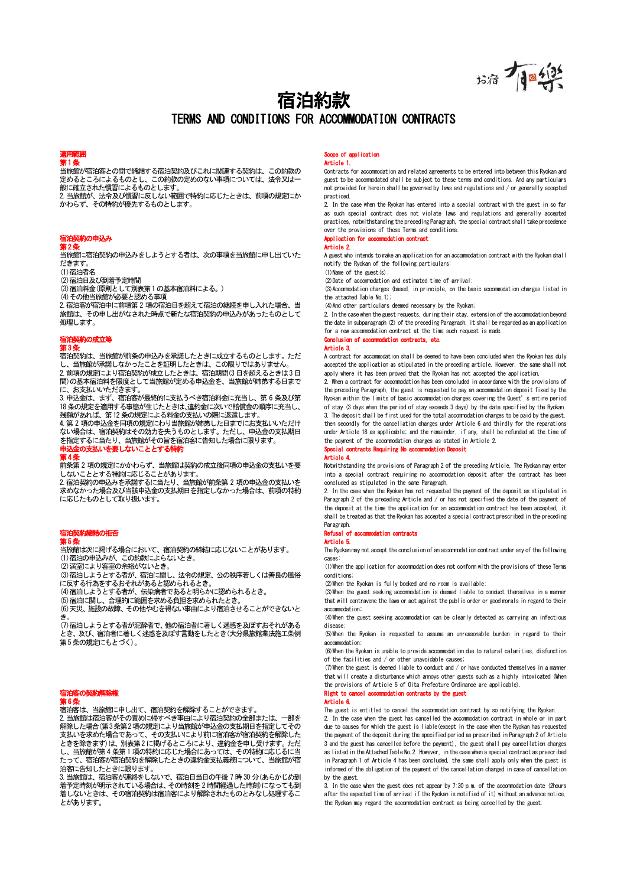# 宿泊約款

# TERMS AND CONDITIONS FOR ACCOMMODATION CONTRACTS

### 適用範囲

### 第１条

当旅館が宿泊客との間で締結する宿泊契約及びこれに関連する契約は、この約款の定めるところによるものとし、この約款の定めのない事項については、法令又は一般に確立された慣習によるものとします。

2. 当旅館が、法令及び慣習に反しない範囲で特約に応じたときは、前項の規定にかかわらず、その特約が優先するものとします。

### 宿泊契約の申込み

### 第２条

当旅館に宿泊契約の申込みをしようとする者は、次の事項を当旅館に申し出ていただきます。

(1)宿泊者名

(2)宿泊日及び到着予定時間

(3)宿泊料金(原則として別表第１の基本宿泊料による。)

(4)その他当旅館が必要と認める事項

2. 宿泊客が宿泊中に前項第２項の宿泊日を超えて宿泊の継続を申し入れた場合、当旅館は、その申し出がなされた時点で新たな宿泊契約の申込みがあったものとして処理します。

### 宿泊契約の成立等

### 第３条

宿泊契約は、当旅館が前条の申込みを承諾したときに成立するものとします。ただし、当旅館が承諾しなかったことを証明したときは、この限りではありません。

2. 前項の規定により宿泊契約が成立したときは、宿泊期間(3日を超えるときは3日間)の基本宿泊料を限度として当旅館が定める申込金を、当旅館が姉妻する日までに、お支払いいただきます。

3. 申込金は、まず、宿泊客が最終的に支払うべき宿泊料金に充当し、第６条及び第18条の規定を適用する事態が生じたときは、違約金に次いで賠償金の順序に充当し、残額があれば、第12条の規定による料金の支払いの際に返還します。

4. 第２項の申込金を同項の規定により当旅館が姉妻した日までにお支払いいただけない場合は、宿泊契約はその効力を失うものとします。ただし、申込金の支払期日を指定するに当たり、当旅館がその旨を宿泊客に告知した場合に限ります。

### 申込金の支払いを要しないこととする特約

### 第４条

前条第２項の規定にかかわらず、当旅館は契約の成立後同項の申込金の支払いを要しないこととする特約に応じることがあります。

2. 宿泊契約の申込みを承諾するに当たり、当旅館が前条第２項の申込金の支払いを求めなかった場合及び当該申込金の支払期日を指定しなかった場合は、前項の特約に応じたものとして取り扱います。

### 宿泊契約締結の拒否

### 第５条

当旅館は次に掲げる場合において、宿泊契約の締結に応じないことがあります。

(1)宿泊の申込みが、この約款によらないとき。

(2)満室により客室の余裕がないとき。

(3)宿泊しようとする者が、宿泊に関し、法令の規定、公の秩序若しくは善良の風俗に反する行為をするおそれがあると認められるとき。

(4)宿泊しようとする者が、伝染病者であると明らかに認められるとき。

(5)宿泊に関し、合理的に範囲を求める負担を求められたとき。

(6)天災、施設の故障、その他やむを得ない事由により宿泊させることができないとき。

(7)宿泊しようとする者が泥酔者で、他の宿泊者に著しく迷惑を及ぼすおそれがあるとき、及び、宿泊者に著しく迷惑を及ぼす言動をしたとき(大分県旅館業法施工条例第５条の規定にもとづく)。

### 宿泊客の契約解除権

### 第６条

宿泊客は、当旅館に申し出て、宿泊契約を解除することができます。

2. 当旅館は宿泊客がその責めに帰すべき事由により宿泊契約の全部または、一部を解除した場合(第３条第２項の規定により当旅館が申込金の支払期日を指定してその支払いを求めた場合であって、その支払いにより前に宿泊客が宿泊契約を解除したときを除きます)は、別表第２に掲げるところにより、違約金を申し受けます。ただし、当旅館が第４条第１項の特約に応じた場合にあっては、その特約に応じるに当たって、宿泊客が宿泊契約を解除したときの違約金支払義務について、当旅館が宿泊客に告知したときに限ります。

3. 当旅館は、宿泊客が連絡をしないで、宿泊日当日の午後７時30分(あらかじめ到着予定時刻が明示されている場合は、その時刻を２時間経過した時刻)になっても到着しないときは、その宿泊契約は宿泊客により解除されたものとみなし処理することがあります。

### Scope of application

### Article 1.

Contracts for accommodation and related agreements to be entered into between this Ryokan and guest to be accommodated shall be subject to these terms and conditions. And any particulars not provided for herein shall be governed by laws and regulations and / or generally accepted practiced.

2. In the case when the Ryokan has entered into a special contract with the guest in so far as such special contract does not violate laws and regulations and generally accepted practices, notwithstanding the preceding Paragraph, the special contract shall take precedence over the provisions of these Terms and conditions.

### Application for accommodation contract

### Article 2.

A guest who intends to make an application for an accommodation contract with the Ryokan shall notify the Ryokan of the following particulars:

(1)Name of the guest(s);

(2)Date of accommodation and estimated time of arrival;

(3)Accommodation charges (based, in principle, on the basic accommodation charges listed in the attached Table No.1);

(4)And other particulars deemed necessary by the Ryokan.

2. In the case when the guest requests, during their stay, extension of the accommodation beyond the date in subparagraph (2) of the preceding Paragraph, it shall be regarded as an application for a new accommodation contract at the time such request is made.

### Conclusion of accommodation contracts, etc.

### Article 3.

A contract for accommodation shall be deemed to have been concluded when the Ryokan has duly accepted the application as stipulated in the preceding article. However, the same shall not apply where it has been proved that the Ryokan has not accepted the application.

2. When a contract for accommodation has been concluded in accordance with the provisions of the preceding Paragraph, the guest is requested to pay an accommodation deposit fixed by the Ryokan within the limits of basic accommodation charges covering the Guest's entire period of stay (3 days when the period of stay exceeds 3 days) by the date specified by the Ryokan.

3. The deposit shall be first used for the total accommodation charges to be paid by the guest, then secondly for the cancellation charges under Article 6 and thirdly for the reparations under Article 18 as applicable; and the remainder, if any, shall be refunded at the time of the payment of the accommodation charges as stated in Article 2.

### Special contracts Requiring No accommodation Deposit

### Article 4.

Notwithstanding the provisions of Paragraph 2 of the preceding Article, The Ryokan may enter into a special contract requiring no accommodation deposit after the contract has been concluded as stipulated in the same Paragraph.

2. In the case when the Ryokan has not requested the payment of the deposit as stipulated in Paragraph 2 of the preceding Article and / or has not specified the date of the payment of the deposit at the time the application for an accommodation contract has been accepted, it shall be treated as that the Ryokan has accepted a special contract prescribed in the preceding Paragraph.

### Refusal of accommodation contracts

### Article 5.

The Ryokan may not accept the conclusion of an accommodation contract under any of the following cases:

(1)When the application for accommodation does not conform with the provisions of these Terms conditions;

(2)When the Ryokan is fully booked and no room is available;

(3)When the guest seeking accommodation is deemed liable to conduct themselves in a manner that will contravene the laws or act against the public order or good morals in regard to their accommodation;

(4)When the guest seeking accommodation can be clearly detected as carrying an infectious disease;

(5)When the Ryokan is requested to assume an unreasonable burden in regard to their accommodation;

(6)When the Ryokan is unable to provide accommodation due to natural calamities, dysfunction of the facilities and / or other unavoidable causes;

(7)When the guest is deemed liable to conduct and / or have conducted themselves in a manner that will create a disturbance which annoys other guests such as a highly intoxicated (When the provisions of Article 5 of Oita Prefecture Ordinance are applicable).

### Right to cancel accommodation contracts by the guest

### Article 6.

The guest is entitled to cancel the accommodation contract by so notifying the Ryokan.

2. In the case when the guest has cancelled the accommodation contract in whole or in part due to causes for which the guest is liable(except in the case when the Ryokan has requested the payment of the deposit during the specified period as prescribed in Paragraph 2 of Article 3 and the guest has cancelled before the payment), the guest shall pay cancellation charges as listed in the Attached Table No.2. However, in the case when a special contract as prescribed in Paragraph 1 of Article 4 has been concluded, the same shall apply only when the guest is informed of the obligation of the payment of the cancellation charged in case of cancellation by the guest.

3. In the case when the guest does not appear by 7:30 p.m. of the accommodation date (2hours after the expected time of arrival if the Ryokan is notified of it) without an advance notice, the Ryokan may regard the accommodation contract as being cancelled by the guest.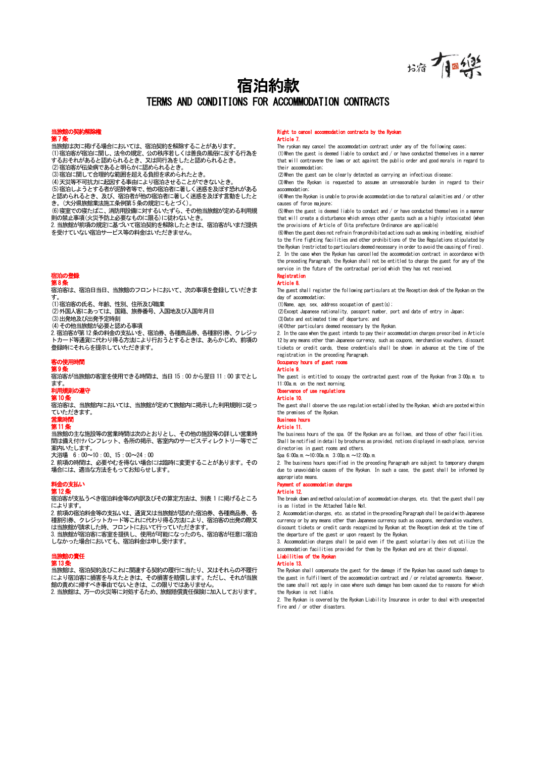お宿 有樂

# 宿泊約款

# TERMS AND CONDITIONS FOR ACCOMMODATION CONTRACTS

## 当旅館の契約解除権

### 第７条

当旅館は次に掲げる場合においては、宿泊契約を解除することがあります。

(1)宿泊客が宿泊に関し、法令の規定、公の秩序若しくは善良の風俗に反する行為をするおそれがあると認められるとき、又は同行為をしたと認められるとき。

(2)宿泊客が伝染病であると明らかに認められるとき。

(3)宿泊に関して合理的な範囲を超える負担を求められたとき。

(4)天災等不可抗力に起因する事由により宿泊させることができないとき。

(5)宿泊しようとする者が泥酔者等で、他の宿泊者に著しく迷惑を及ぼす恐れがあると認められるとき、及び、宿泊者が他の宿泊者に著しく迷惑を及ぼす言動をしたとき。(大分県旅館業法施工条例第５条の規定にもとづく)。

(6)寝室での寝たばこ、消防用設備に対するいたずら、その他当旅館が定める利用規則の禁止事項(火災予防上必要なものに限る)に従わないとき。

2. 当旅館が前項の規定に基づいて宿泊契約を解除したときは、宿泊客がいまだ提供を受けていない宿泊サービス等の料金はいただきません。

## 宿泊の登録

### 第８条

宿泊客は、宿泊日当日、当旅館のフロントにおいて、次の事項を登録していただきます。

(1)宿泊客の氏名、年齢、性別、住所及び職業

(2)外国人客にあっては、国籍、旅券番号、入国地及び入国年月日

(3)出発地及び出発予定時刻

(4)その他当旅館が必要と認める事項

2. 宿泊客が第12条の料金の支払いを、宿泊券、各種商品券、各種割引券、クレジットカード等通貨に代わり得る方法により行おうとするときは、あらかじめ、前項の登録時にこれらを提示していただきます。

## 客の使用時間

### 第９条

宿泊客が当旅館の客室を使用できる時間は、当日 15：00 から翌日 11：00 までとします。

## 利用規則の遵守

### 第 10 条

宿泊客は、当旅館内においては、当旅館が定めて旅館内に掲示した利用規則に従っていただきます。

## 営業時間

### 第 11 条

当旅館の主な施設等の営業時間は次のとおりとし、その他の施設等の詳しい営業時間は備え付けパンフレット、各所の掲示、客室内のサービスディレクトリー等でご案内いたします。

大浴場　6：00～10：00、15：00～24：00

2. 前項の時間は、必要やむを得ない場合には臨時に変更することがあります。その場合には、適当な方法をもってお知らせします。

## 料金の支払い

### 第 12 条

宿泊客が支払うべき宿泊料金等の内訳及びその算定方法は、別表１に掲げるところによります。

2. 前項の宿泊料金等の支払いは、通貨又は当旅館が認めた宿泊券、各種商品券、各種割引券、クレジットカード等これに代わり得る方法により、宿泊客の出発の際又は当旅館が請求した時、フロントにおいて行っていただきます。

3. 当旅館が宿泊客に客室を提供し、使用が可能になったのち、宿泊客が任意に宿泊しなかった場合においても、宿泊料金は申し受けます。

## 当旅館の責任

### 第 13 条

当旅館は、宿泊契約及びこれに関連する契約の履行に当たり、又はそれらの不履行により宿泊客に損害を与えたときは、その損害を賠償します。ただし、それが当旅館の責めに帰すべき事由でないときは、この限りではありません。

2. 当旅館は、万一の火災等に対処するため、旅館賠償責任保険に加入しております。

## Right to cancel accommodation contracts by the Ryokan

### Article 7.

The ryokan may cancel the accommodation contract under any of the following cases;

(1)When the guest is deemed liable to conduct and / or have conducted themselves in a manner that will contravene the laws or act against the public order and good morals in regard to their accommodation;

(2)When the guest can be clearly detected as carrying an infectious disease;

(3)When the Ryokan is requested to assume an unreasonable burden in regard to their accommodation;

(4)When the Ryokan is unable to provide accommodation due to natural calamities and / or other causes of force majeure;

(5)When the guest is deemed liable to conduct and / or have conducted themselves in a manner that will create a disturbance which annoys other guests such as a highly intoxicated (when the provisions of Article of Oita prefecture Ordinance are applicable)

(6)When the guest does not refrain from prohibited actions such as smoking in bedding, mischief to the fire fighting facilities and other prohibitions of the Use Regulations stipulated by the Ryokan (restricted to particulars deemed necessary in order to avoid the causing of fires).

2. In the case when the Ryokan has cancelled the accommodation contract in accordance with the preceding Paragraph, the Ryokan shall not be entitled to charge the guest for any of the service in the future of the contractual period which they has not received.

## Registration

### Article 8.

The guest shall register the following particulars at the Reception desk of the Ryokan on the day of accommodation:

(1)Name, age, sex, address occupation of guest(s);

(2)Except Japanese nationality, passport number, port and date of entry in Japan;

(3)Date and estimated time of departure; and

(4)Other particulars deemed necessary by the Ryokan.

2. In the case when the guest intends to pay their accommodation charges prescribed in Article 12 by any means other than Japanese currency, such as coupons, merchandise vouchers, discount tickets or credit cards, these credentials shall be shown in advance at the time of the registration in the preceding Paragraph.

## Occupancy hours of guest rooms

### Article 9.

The guest is entitled to occupy the contracted guest room of the Ryokan from 3:00p.m. to 11:00a.m. on the next morning.

## Observance of use regulations

### Article 10.

The guest shall observe the use regulation established by the Ryokan, which are posted within the premises of the Ryokan.

## Business hours

### Article 11.

The business hours of the spa. Of the Ryokan are as follows, and those of other facilities. Shall be notified in detail by brochures as provided, notices displayed in each place, service directories in guest rooms and others.

Spa 6:00a.m.～10:00a.m. 3:00p.m.～12:00p.m.

2. The business hours specified in the preceding Paragraph are subject to temporary changes due to unavoidable causes of the Ryokan. In such a case, the guest shall be informed by appropriate means.

## Payment of accommodation charges

### Article 12.

The break down and method calculation of accommodation charges, etc. that the guest shall pay is as listed in the Attached Table No1.

2. Accommodation charges, etc. as stated in the preceding Paragraph shall be paid with Japanese currency or by any means other than Japanese currency such as coupons, merchandise vouchers, discount tickets or credit cards recognized by Ryokan at the Reception desk at the time of the departure of the guest or upon request by the Ryokan.

3. Accommodation charges shall be paid even if the guest voluntarily does not utilize the accommodation facilities provided for them by the Ryokan and are at their disposal.

## Liabilities of the Ryokan

### Article 13.

The Ryokan shall compensate the guest for the damage if the Ryokan has caused such damage to the guest in fulfillment of the accommodation contract and / or related agreements. However, the same shall not apply in case where such damage has been caused due to reasons for which the Ryokan is not liable.

2. The Ryokan is covered by the Ryokan Liability Insurance in order to deal with unexpected fire and / or other disasters.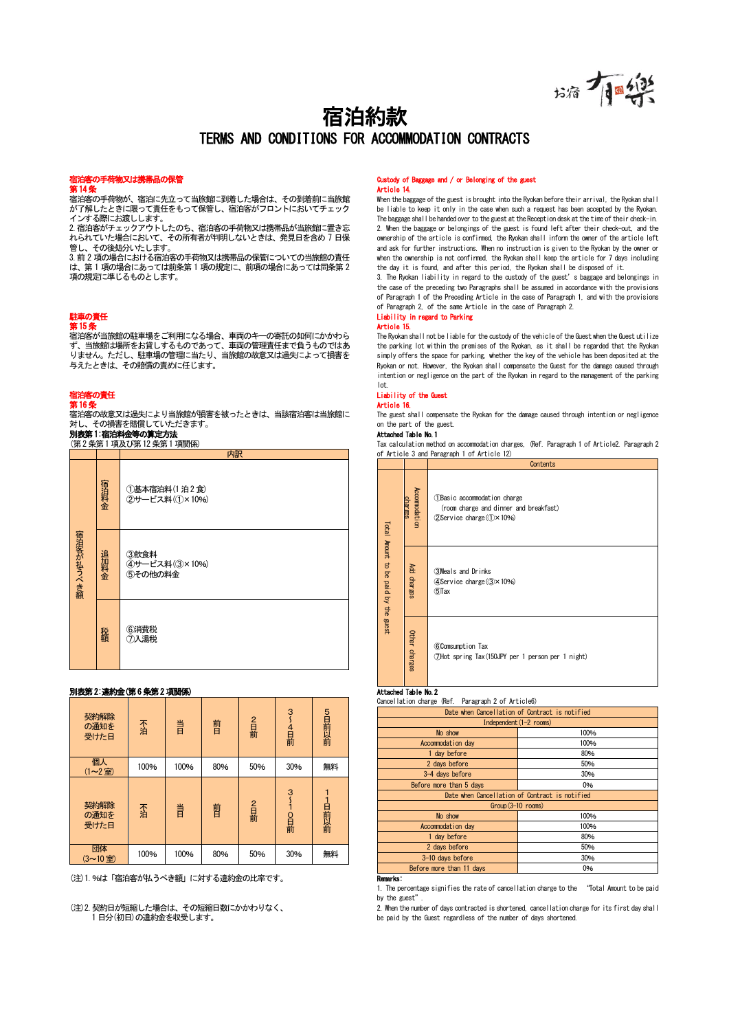# 宿泊約款

# TERMS AND CONDITIONS FOR ACCOMMODATION CONTRACTS

### 宿泊客の手荷物又は携帯品の保管

**第 14 条**

宿泊客の手荷物が、宿泊に先立って当旅館に到着した場合は、その到着前に当旅館が了解したときに限って責任をもって保管し、宿泊客がフロントにおいてチェックインする際にお渡しします。

2. 宿泊客がチェックアウトしたのち、宿泊客の手荷物又は携帯品が当旅館に置き忘れられていた場合において、その所有者が判明しないときは、発見日を含め 7 日保管し、その後処分いたします。

3. 前 2 項の場合における宿泊客の手荷物又は携帯品の保管についての当旅館の責任は、第 1 項の場合にあっては前条第 1 項の規定に、前項の場合にあっては同条第 2 項の規定に準じるものとします。

### 駐車の責任

**第 15 条**

宿泊客が当旅館の駐車場をご利用になる場合、車両のキーの寄託の如何にかかわらず、当旅館は場所をお貸しするものであって、車両の管理責任まで負うものではありません。ただし、駐車場の管理に当たり、当旅館の故意又は過失によって損害を与えたときは、その賠償の責めに任じます。

### 宿泊客の責任

**第 16 条**

宿泊客の故意又は過失により当旅館が損害を被ったときは、当該宿泊客は当旅館に対し、その損害を賠償していただきます。

**別表第 1:宿泊料金等の算定方法**

(第 2 条第 1 項及び第 12 条第 1 項関係)

| | | 内訳 |
|---|---|---|
| 宿泊客が払うべき額 | 宿泊料金 | ①基本宿泊料(1 泊 2 食)<br>②サービス料(①× 10%) |
| | 追加料金 | ③飲食料<br>④サービス料(③× 10%)<br>⑤その他の料金 |
| | 税額 | ⑥消費税<br>⑦入湯税 |

**別表第 2:違約金(第 6 条第 2 項関係)**

| 契約解除の通知を受けた日 | 不泊 | 当日 | 前日 | 2日前 | 3～4日前 | 5日前以前 |
|---|---|---|---|---|---|---|
| 個人(1～2 室) | 100% | 100% | 80% | 50% | 30% | 無料 |
| **契約解除の通知を受けた日** | **不泊** | **当日** | **前日** | **2日前** | **3～10日前** | **11日前以前** |
| 団体(3～10 室) | 100% | 100% | 80% | 50% | 30% | 無料 |

(注)1. %は「宿泊客が払うべき額」に対する違約金の比率です。

(注)2. 契約日が短縮した場合は、その短縮日数にかかわりなく、1 日分(初日)の違約金を収受します。

### Custody of Baggage and / or Belonging of the guest

**Article 14.**

When the baggage of the guest is brought into the Ryokan before their arrival, the Ryokan shall be liable to keep it only in the case when such a request has been accepted by the Ryokan. The baggage shall be handed over to the guest at the Reception desk at the time of their check-in.

2. When the baggage or belongings of the guest is found left after their check-out, and the ownership of the article is confirmed, the Ryokan shall inform the owner of the article left and ask for further instructions. When no instruction is given to the Ryokan by the owner or when the ownership is not confirmed, the Ryokan shall keep the article for 7 days including the day it is found, and after this period, the Ryokan shall be disposed of it.

3. The Ryokan liability in regard to the custody of the guest's baggage and belongings in the case of the preceding two Paragraphs shall be assumed in accordance with the provisions of Paragraph 1 of the Preceding Article in the case of Paragraph 1, and with the provisions of Paragraph 2, of the same Article in the case of Paragraph 2.

### Liability in regard to Parking

**Article 15.**

The Ryokan shall not be liable for the custody of the vehicle of the Guest when the Guest utilize the parking lot within the premises of the Ryokan, as it shall be regarded that the Ryokan simply offers the space for parking, whether the key of the vehicle has been deposited at the Ryokan or not. However, the Ryokan shall compensate the Guest for the damage caused through intention or negligence on the part of the Ryokan in regard to the management of the parking lot.

### Liability of the Guest

**Article 16.**

The guest shall compensate the Ryokan for the damage caused through intention or negligence on the part of the guest.

**Attached Table No.1**

Tax calculation method on accommodation charges. (Ref. Paragraph 1 of Article2. Paragraph 2 of Article 3 and Paragraph 1 of Article 12)

| | | Contents |
|---|---|---|
| Total Amount to be paid by the guest | Accommodation charges | ①Basic accommodation charge<br>(room charge and dinner and breakfast)<br>②Service charge(①× 10%) |
| | Add charges | ③Meals and Drinks<br>④Service charge(③× 10%)<br>⑤Tax |
| | Other charges | ⑥Consumption Tax<br>⑦Hot spring Tax(150JPY per 1 person per 1 night) |

**Attached Table No.2**

Cancellation charge (Ref. Paragraph 2 of Article6)

| Date when Cancellation of Contract is notified | |
|---|---|
| **Independent(1-2 rooms)** | |
| No show | 100% |
| Accommodation day | 100% |
| 1 day before | 80% |
| 2 days before | 50% |
| 3-4 days before | 30% |
| Before more than 5 days | 0% |
| **Date when Cancellation of Contract is notified** | |
| **Group(3-10 rooms)** | |
| No show | 100% |
| Accommodation day | 100% |
| 1 day before | 80% |
| 2 days before | 50% |
| 3-10 days before | 30% |
| Before more than 11 days | 0% |

**Remarks:**

1. The percentage signifies the rate of cancellation charge to the "Total Amount to be paid by the guest".
2. When the number of days contracted is shortened, cancellation charge for its first day shall be paid by the Guest regardless of the number of days shortened.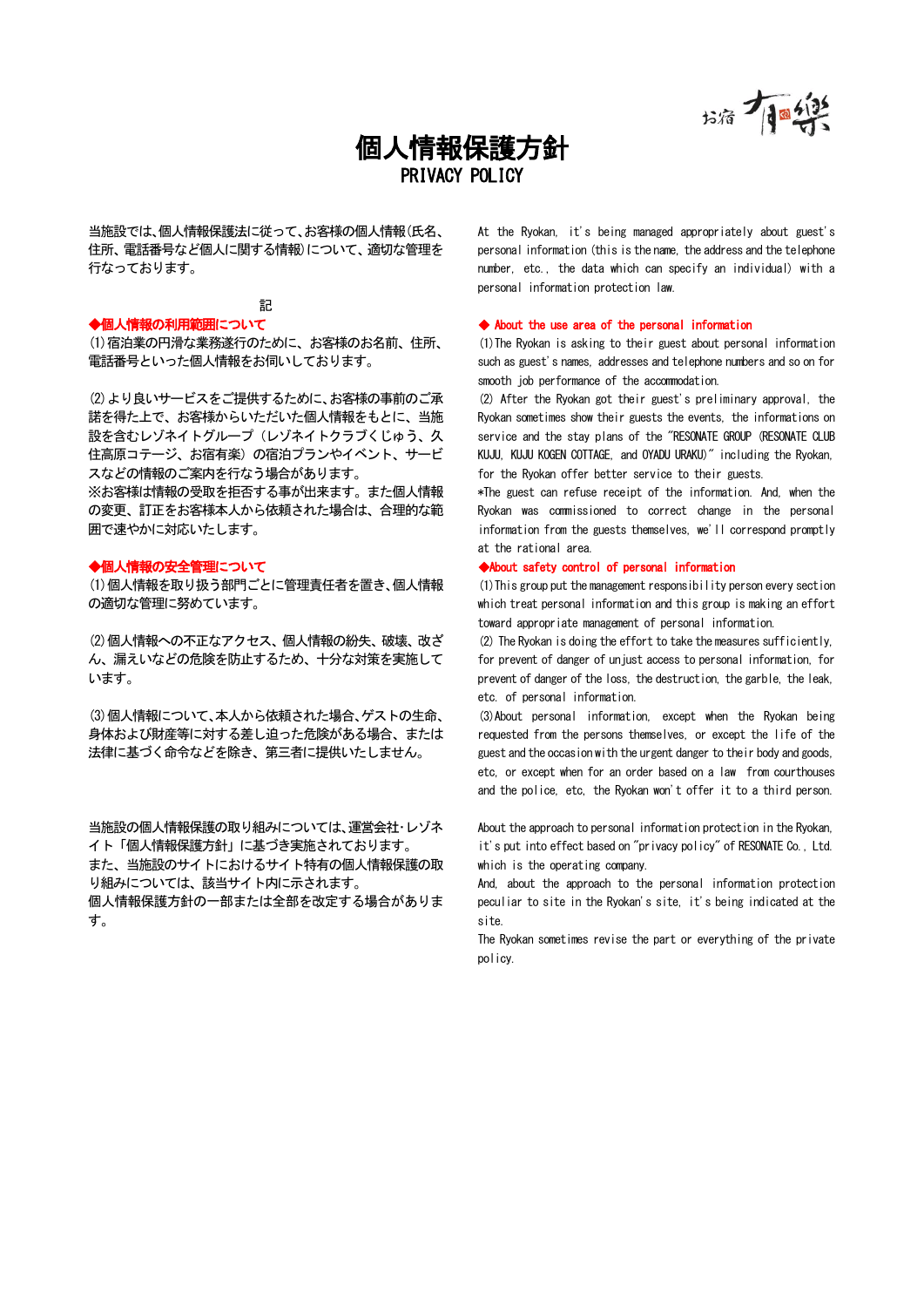お宿 有樂

# 個人情報保護方針

## PRIVACY POLICY

当施設では、個人情報保護法に従って、お客様の個人情報（氏名、住所、電話番号など個人に関する情報）について、適切な管理を行なっております。

記

**◆個人情報の利用範囲について**

(1)宿泊業の円滑な業務遂行のために、お客様のお名前、住所、電話番号といった個人情報をお伺いしております。

(2)より良いサービスをご提供するために、お客様の事前のご承諾を得た上で、お客様からいただいた個人情報をもとに、当施設を含むレゾネイトグループ（レゾネイトクラブくじゅう、久住高原コテージ、お宿有楽）の宿泊プランやイベント、サービスなどの情報のご案内を行なう場合があります。

※お客様は情報の受取を拒否する事が出来ます。また個人情報の変更、訂正をお客様本人から依頼された場合は、合理的な範囲で速やかに対応いたします。

**◆個人情報の安全管理について**

(1)個人情報を取り扱う部門ごとに管理責任者を置き、個人情報の適切な管理に努めています。

(2)個人情報への不正なアクセス、個人情報の紛失、破壊、改ざん、漏えいなどの危険を防止するため、十分な対策を実施しています。

(3)個人情報について、本人から依頼された場合、ゲストの生命、身体および財産等に対する差し迫った危険がある場合、または法律に基づく命令などを除き、第三者に提供いたしません。

当施設の個人情報保護の取り組みについては、運営会社·レゾネイト「個人情報保護方針」に基づき実施されております。
また、当施設のサイトにおけるサイト特有の個人情報保護の取り組みについては、該当サイト内に示されます。
個人情報保護方針の一部または全部を改定する場合があります。

At the Ryokan, it's being managed appropriately about guest's personal information (this is the name, the address and the telephone number, etc., the data which can specify an individual) with a personal information protection law.

**◆ About the use area of the personal information**

(1)The Ryokan is asking to their guest about personal information such as guest's names, addresses and telephone numbers and so on for smooth job performance of the accommodation.

(2) After the Ryokan got their guest's preliminary approval, the Ryokan sometimes show their guests the events, the informations on service and the stay plans of the "RESONATE GROUP (RESONATE CLUB KUJU, KUJU KOGEN COTTAGE, and OYADU URAKU)" including the Ryokan, for the Ryokan offer better service to their guests.

*The guest can refuse receipt of the information. And, when the Ryokan was commissioned to correct change in the personal information from the guests themselves, we'll correspond promptly at the rational area.

**◆About safety control of personal information**

(1)This group put the management responsibility person every section which treat personal information and this group is making an effort toward appropriate management of personal information.

(2) The Ryokan is doing the effort to take the measures sufficiently, for prevent of danger of unjust access to personal information, for prevent of danger of the loss, the destruction, the garble, the leak, etc. of personal information.

(3)About personal information, except when the Ryokan being requested from the persons themselves, or except the life of the guest and the occasion with the urgent danger to their body and goods, etc, or except when for an order based on a law from courthouses and the police, etc, the Ryokan won't offer it to a third person.

About the approach to personal information protection in the Ryokan, it's put into effect based on "privacy policy" of RESONATE Co., Ltd. which is the operating company.
And, about the approach to the personal information protection peculiar to site in the Ryokan's site, it's being indicated at the site.
The Ryokan sometimes revise the part or everything of the private policy.